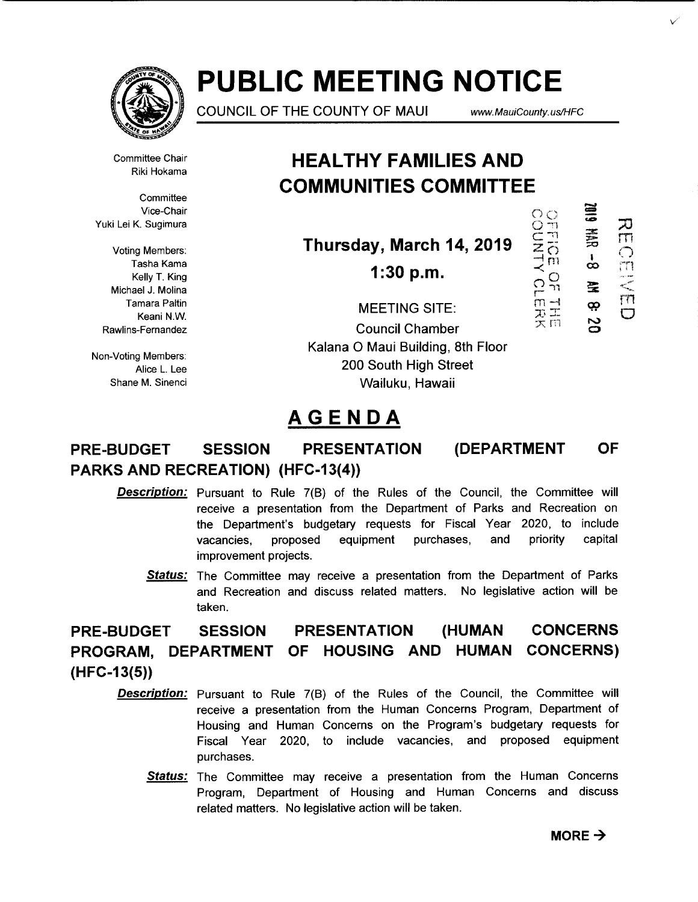# PUBLIC MEETING NOTICE

COUNCIL OF THE COUNTY OF MAUI www.MauiCounty.us/HFC

Committee Chair
Riki Hokama

Committee
Vice-Chair
Yuki Lei K. Sugimura

Voting Members:
Tasha Kama
Kelly T. King
Michael J. Molina
Tamara Paltin
Keani N.W.
Rawlins-Fernandez

Non-Voting Members:
Alice L. Lee
Shane M. Sinenci

## HEALTHY FAMILIES AND COMMUNITIES COMMITTEE

OFFICE OF THE COUNTY CLERK
2019 MAR -8 AM 8: 20
RECEIVED

**Thursday, March 14, 2019**

**1:30 p.m.**

MEETING SITE:
Council Chamber
Kalana O Maui Building, 8th Floor
200 South High Street
Wailuku, Hawaii

## AGENDA

### PRE-BUDGET SESSION PRESENTATION (DEPARTMENT OF PARKS AND RECREATION) (HFC-13(4))

***Description:*** Pursuant to Rule 7(B) of the Rules of the Council, the Committee will receive a presentation from the Department of Parks and Recreation on the Department's budgetary requests for Fiscal Year 2020, to include vacancies, proposed equipment purchases, and priority capital improvement projects.

***Status:*** The Committee may receive a presentation from the Department of Parks and Recreation and discuss related matters. No legislative action will be taken.

### PRE-BUDGET SESSION PRESENTATION (HUMAN CONCERNS PROGRAM, DEPARTMENT OF HOUSING AND HUMAN CONCERNS) (HFC-13(5))

***Description:*** Pursuant to Rule 7(B) of the Rules of the Council, the Committee will receive a presentation from the Human Concerns Program, Department of Housing and Human Concerns on the Program's budgetary requests for Fiscal Year 2020, to include vacancies, and proposed equipment purchases.

***Status:*** The Committee may receive a presentation from the Human Concerns Program, Department of Housing and Human Concerns and discuss related matters. No legislative action will be taken.

**MORE →**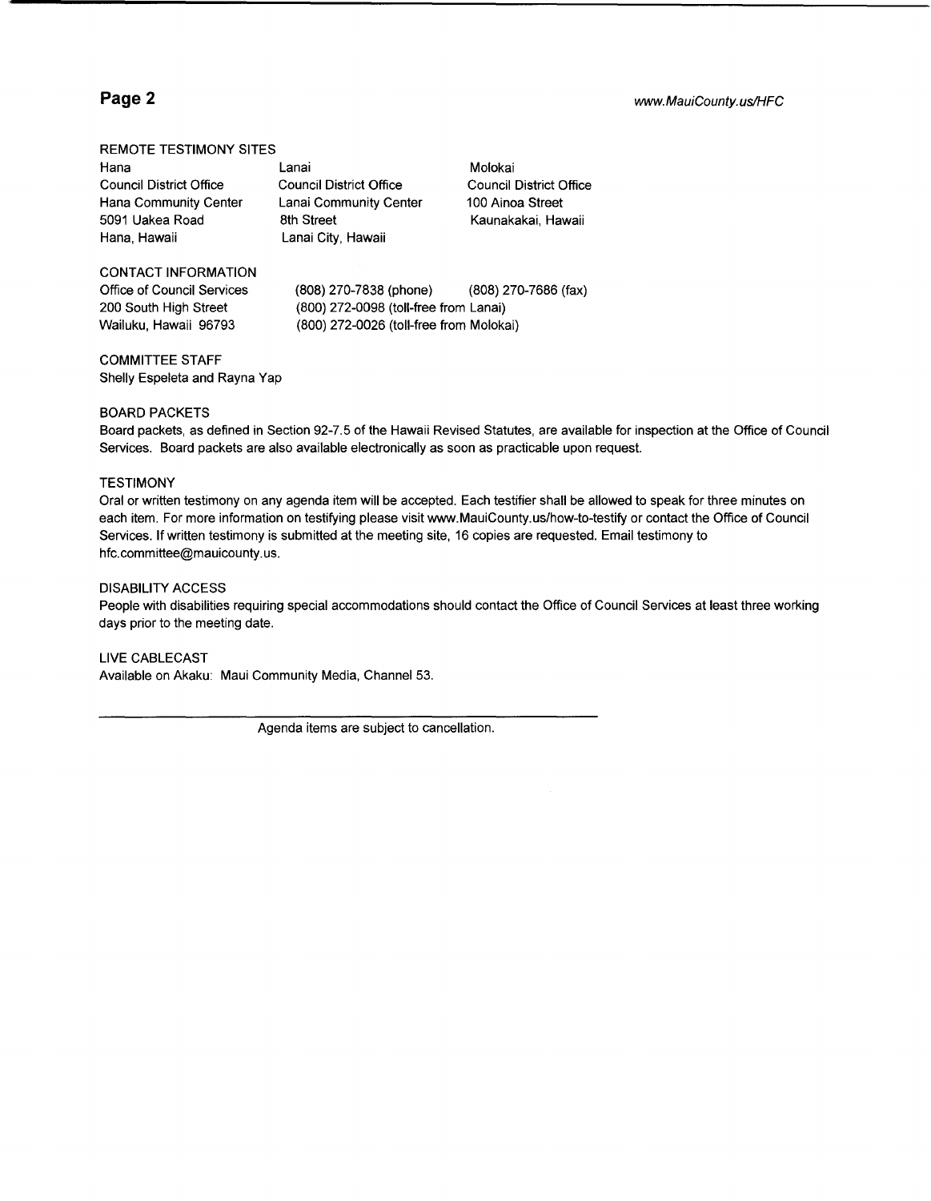## REMOTE TESTIMONY SITES

| Hana | Lanai | Molokai |
|---|---|---|
| Council District Office | Council District Office | Council District Office |
| Hana Community Center | Lanai Community Center | 100 Ainoa Street |
| 5091 Uakea Road | 8th Street | Kaunakakai, Hawaii |
| Hana, Hawaii | Lanai City, Hawaii | |

## CONTACT INFORMATION

| | | |
|---|---|---|
| Office of Council Services | (808) 270-7838 (phone) | (808) 270-7686 (fax) |
| 200 South High Street | (800) 272-0098 (toll-free from Lanai) | |
| Wailuku, Hawaii 96793 | (800) 272-0026 (toll-free from Molokai) | |

## COMMITTEE STAFF

Shelly Espeleta and Rayna Yap

## BOARD PACKETS

Board packets, as defined in Section 92-7.5 of the Hawaii Revised Statutes, are available for inspection at the Office of Council Services. Board packets are also available electronically as soon as practicable upon request.

## TESTIMONY

Oral or written testimony on any agenda item will be accepted. Each testifier shall be allowed to speak for three minutes on each item. For more information on testifying please visit www.MauiCounty.us/how-to-testify or contact the Office of Council Services. If written testimony is submitted at the meeting site, 16 copies are requested. Email testimony to hfc.committee@mauicounty.us.

## DISABILITY ACCESS

People with disabilities requiring special accommodations should contact the Office of Council Services at least three working days prior to the meeting date.

## LIVE CABLECAST

Available on Akaku: Maui Community Media, Channel 53.

---

Agenda items are subject to cancellation.